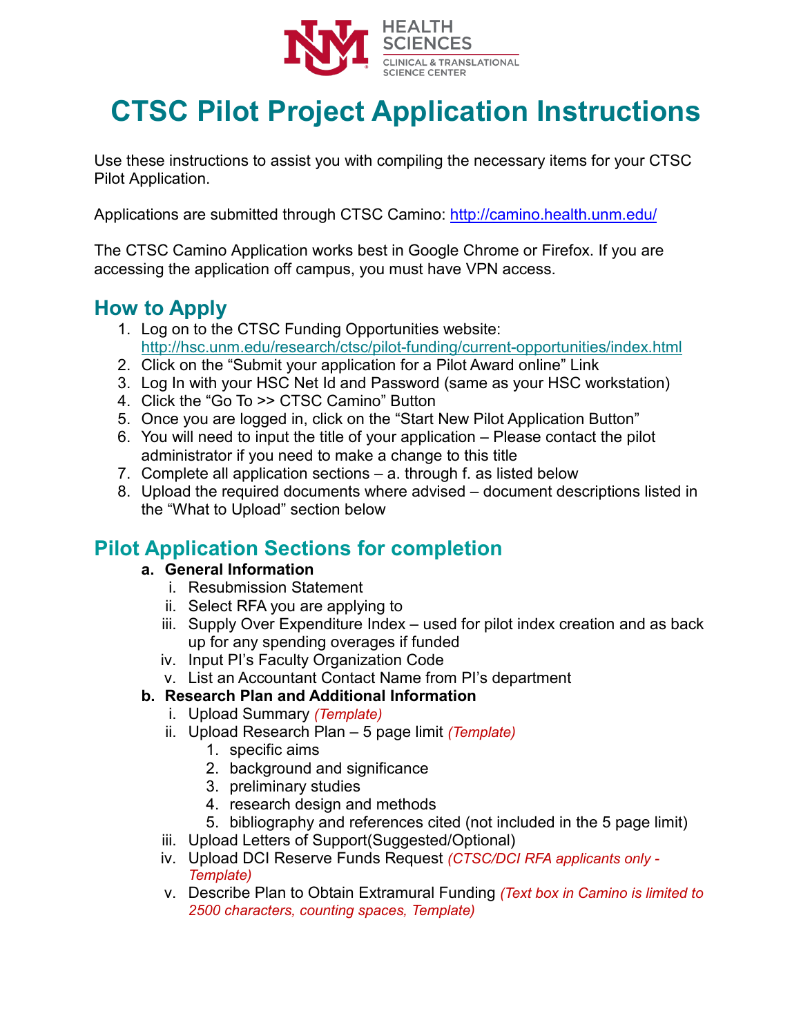HEALTH SCIENCES
CLINICAL & TRANSLATIONAL SCIENCE CENTER

# CTSC Pilot Project Application Instructions

Use these instructions to assist you with compiling the necessary items for your CTSC Pilot Application.

Applications are submitted through CTSC Camino: http://camino.health.unm.edu/

The CTSC Camino Application works best in Google Chrome or Firefox. If you are accessing the application off campus, you must have VPN access.

## How to Apply

1. Log on to the CTSC Funding Opportunities website: http://hsc.unm.edu/research/ctsc/pilot-funding/current-opportunities/index.html
2. Click on the "Submit your application for a Pilot Award online" Link
3. Log In with your HSC Net Id and Password (same as your HSC workstation)
4. Click the "Go To >> CTSC Camino" Button
5. Once you are logged in, click on the "Start New Pilot Application Button"
6. You will need to input the title of your application – Please contact the pilot administrator if you need to make a change to this title
7. Complete all application sections – a. through f. as listed below
8. Upload the required documents where advised – document descriptions listed in the "What to Upload" section below

## Pilot Application Sections for completion

a. **General Information**
   i. Resubmission Statement
   ii. Select RFA you are applying to
   iii. Supply Over Expenditure Index – used for pilot index creation and as back up for any spending overages if funded
   iv. Input PI's Faculty Organization Code
   v. List an Accountant Contact Name from PI's department

b. **Research Plan and Additional Information**
   i. Upload Summary *(Template)*
   ii. Upload Research Plan – 5 page limit *(Template)*
      1. specific aims
      2. background and significance
      3. preliminary studies
      4. research design and methods
      5. bibliography and references cited (not included in the 5 page limit)
   iii. Upload Letters of Support(Suggested/Optional)
   iv. Upload DCI Reserve Funds Request *(CTSC/DCI RFA applicants only - Template)*
   v. Describe Plan to Obtain Extramural Funding *(Text box in Camino is limited to 2500 characters, counting spaces, Template)*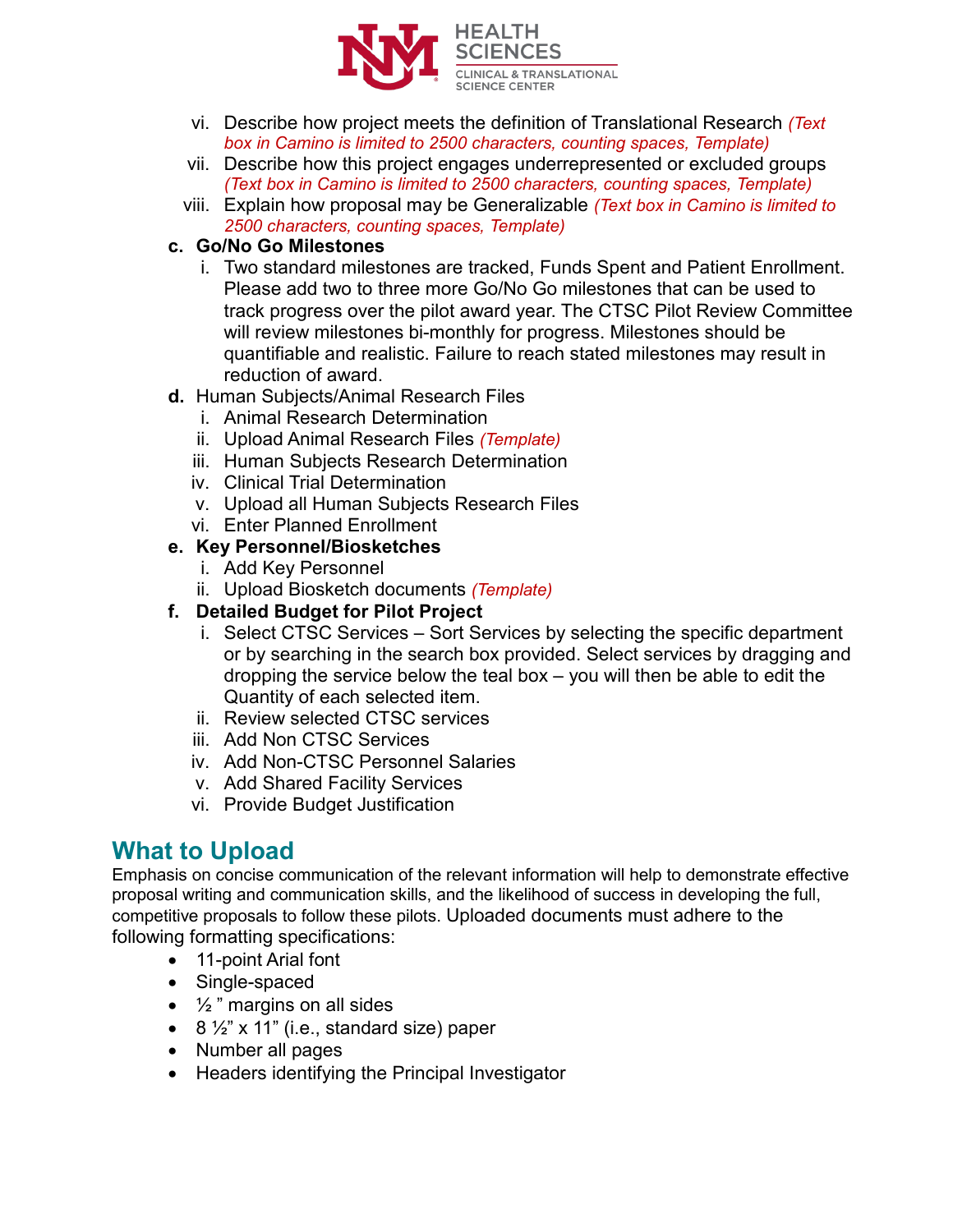vi. Describe how project meets the definition of Translational Research *(Text box in Camino is limited to 2500 characters, counting spaces, Template)*
vii. Describe how this project engages underrepresented or excluded groups *(Text box in Camino is limited to 2500 characters, counting spaces, Template)*
viii. Explain how proposal may be Generalizable *(Text box in Camino is limited to 2500 characters, counting spaces, Template)*

**c. Go/No Go Milestones**

i. Two standard milestones are tracked, Funds Spent and Patient Enrollment. Please add two to three more Go/No Go milestones that can be used to track progress over the pilot award year. The CTSC Pilot Review Committee will review milestones bi-monthly for progress. Milestones should be quantifiable and realistic. Failure to reach stated milestones may result in reduction of award.

**d.** Human Subjects/Animal Research Files

i. Animal Research Determination
ii. Upload Animal Research Files *(Template)*
iii. Human Subjects Research Determination
iv. Clinical Trial Determination
v. Upload all Human Subjects Research Files
vi. Enter Planned Enrollment

**e. Key Personnel/Biosketches**

i. Add Key Personnel
ii. Upload Biosketch documents *(Template)*

**f. Detailed Budget for Pilot Project**

i. Select CTSC Services – Sort Services by selecting the specific department or by searching in the search box provided. Select services by dragging and dropping the service below the teal box – you will then be able to edit the Quantity of each selected item.
ii. Review selected CTSC services
iii. Add Non CTSC Services
iv. Add Non-CTSC Personnel Salaries
v. Add Shared Facility Services
vi. Provide Budget Justification

## What to Upload

Emphasis on concise communication of the relevant information will help to demonstrate effective proposal writing and communication skills, and the likelihood of success in developing the full, competitive proposals to follow these pilots. Uploaded documents must adhere to the following formatting specifications:

- 11-point Arial font
- Single-spaced
- ½ ” margins on all sides
- 8 ½” x 11” (i.e., standard size) paper
- Number all pages
- Headers identifying the Principal Investigator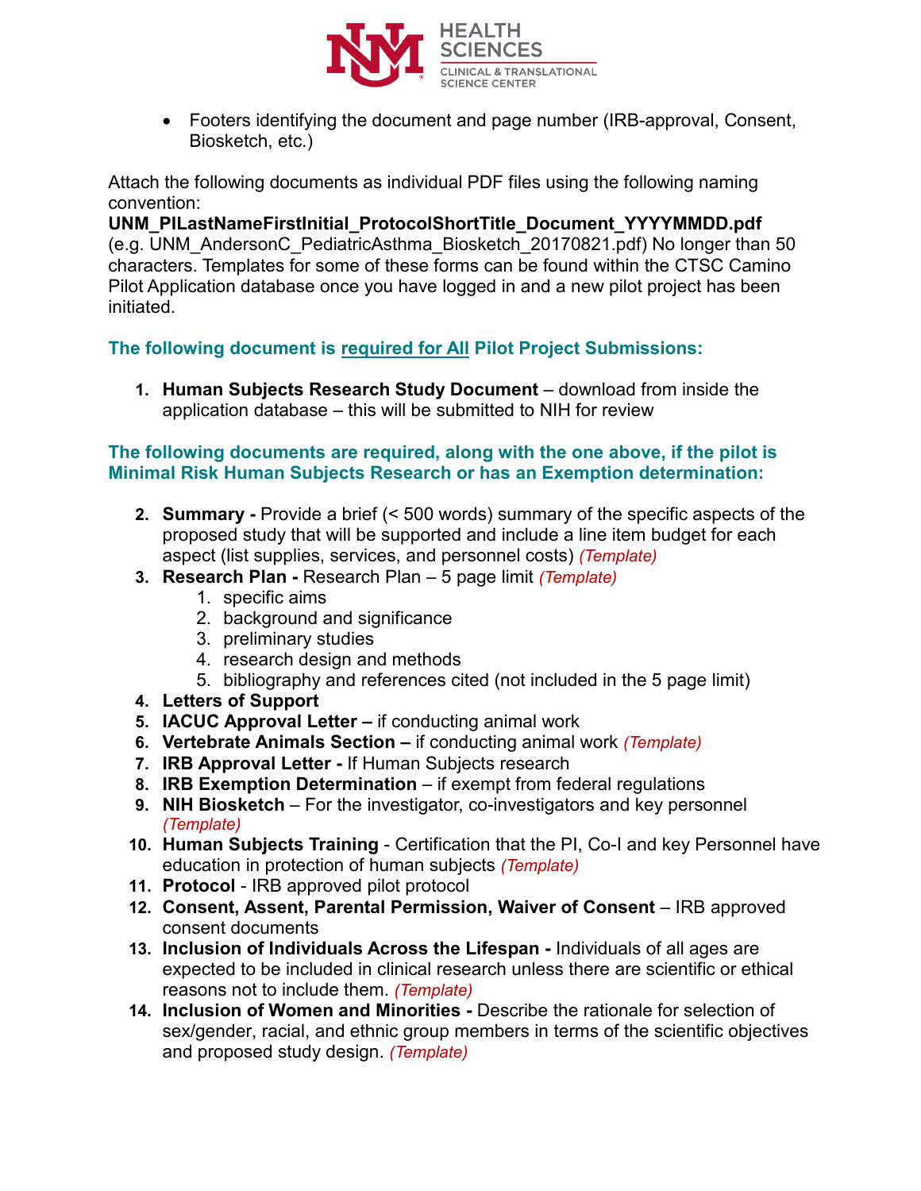- Footers identifying the document and page number (IRB-approval, Consent, Biosketch, etc.)

Attach the following documents as individual PDF files using the following naming convention:
**UNM_PILastNameFirstInitial_ProtocolShortTitle_Document_YYYYMMDD.pdf** (e.g. UNM_AndersonC_PediatricAsthma_Biosketch_20170821.pdf) No longer than 50 characters. Templates for some of these forms can be found within the CTSC Camino Pilot Application database once you have logged in and a new pilot project has been initiated.

### The following document is required for All Pilot Project Submissions:

1. **Human Subjects Research Study Document** – download from inside the application database – this will be submitted to NIH for review

### The following documents are required, along with the one above, if the pilot is Minimal Risk Human Subjects Research or has an Exemption determination:

2. **Summary -** Provide a brief (< 500 words) summary of the specific aspects of the proposed study that will be supported and include a line item budget for each aspect (list supplies, services, and personnel costs) *(Template)*
3. **Research Plan -** Research Plan – 5 page limit *(Template)*
    1. specific aims
    2. background and significance
    3. preliminary studies
    4. research design and methods
    5. bibliography and references cited (not included in the 5 page limit)
4. **Letters of Support**
5. **IACUC Approval Letter –** if conducting animal work
6. **Vertebrate Animals Section –** if conducting animal work *(Template)*
7. **IRB Approval Letter -** If Human Subjects research
8. **IRB Exemption Determination** – if exempt from federal regulations
9. **NIH Biosketch** – For the investigator, co-investigators and key personnel *(Template)*
10. **Human Subjects Training** - Certification that the PI, Co-I and key Personnel have education in protection of human subjects *(Template)*
11. **Protocol** - IRB approved pilot protocol
12. **Consent, Assent, Parental Permission, Waiver of Consent** – IRB approved consent documents
13. **Inclusion of Individuals Across the Lifespan -** Individuals of all ages are expected to be included in clinical research unless there are scientific or ethical reasons not to include them. *(Template)*
14. **Inclusion of Women and Minorities -** Describe the rationale for selection of sex/gender, racial, and ethnic group members in terms of the scientific objectives and proposed study design. *(Template)*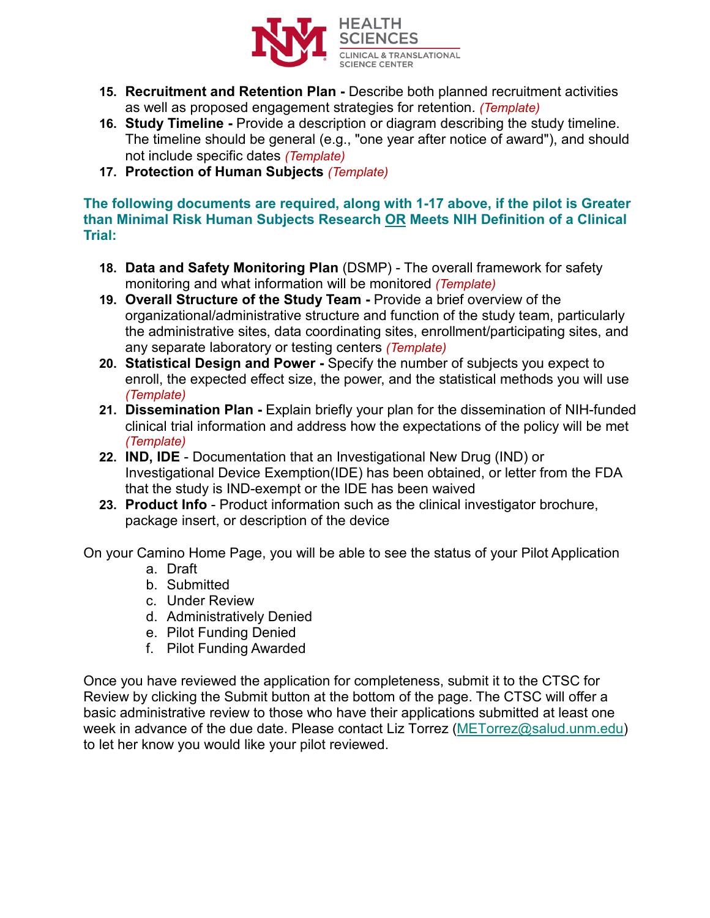15. **Recruitment and Retention Plan -** Describe both planned recruitment activities as well as proposed engagement strategies for retention. *(Template)*
16. **Study Timeline -** Provide a description or diagram describing the study timeline. The timeline should be general (e.g., "one year after notice of award"), and should not include specific dates *(Template)*
17. **Protection of Human Subjects** *(Template)*

**The following documents are required, along with 1-17 above, if the pilot is Greater than Minimal Risk Human Subjects Research OR Meets NIH Definition of a Clinical Trial:**

18. **Data and Safety Monitoring Plan** (DSMP) - The overall framework for safety monitoring and what information will be monitored *(Template)*
19. **Overall Structure of the Study Team -** Provide a brief overview of the organizational/administrative structure and function of the study team, particularly the administrative sites, data coordinating sites, enrollment/participating sites, and any separate laboratory or testing centers *(Template)*
20. **Statistical Design and Power -** Specify the number of subjects you expect to enroll, the expected effect size, the power, and the statistical methods you will use *(Template)*
21. **Dissemination Plan -** Explain briefly your plan for the dissemination of NIH-funded clinical trial information and address how the expectations of the policy will be met *(Template)*
22. **IND, IDE** - Documentation that an Investigational New Drug (IND) or Investigational Device Exemption(IDE) has been obtained, or letter from the FDA that the study is IND-exempt or the IDE has been waived
23. **Product Info** - Product information such as the clinical investigator brochure, package insert, or description of the device

On your Camino Home Page, you will be able to see the status of your Pilot Application

a. Draft
b. Submitted
c. Under Review
d. Administratively Denied
e. Pilot Funding Denied
f. Pilot Funding Awarded

Once you have reviewed the application for completeness, submit it to the CTSC for Review by clicking the Submit button at the bottom of the page. The CTSC will offer a basic administrative review to those who have their applications submitted at least one week in advance of the due date. Please contact Liz Torrez (METorrez@salud.unm.edu) to let her know you would like your pilot reviewed.